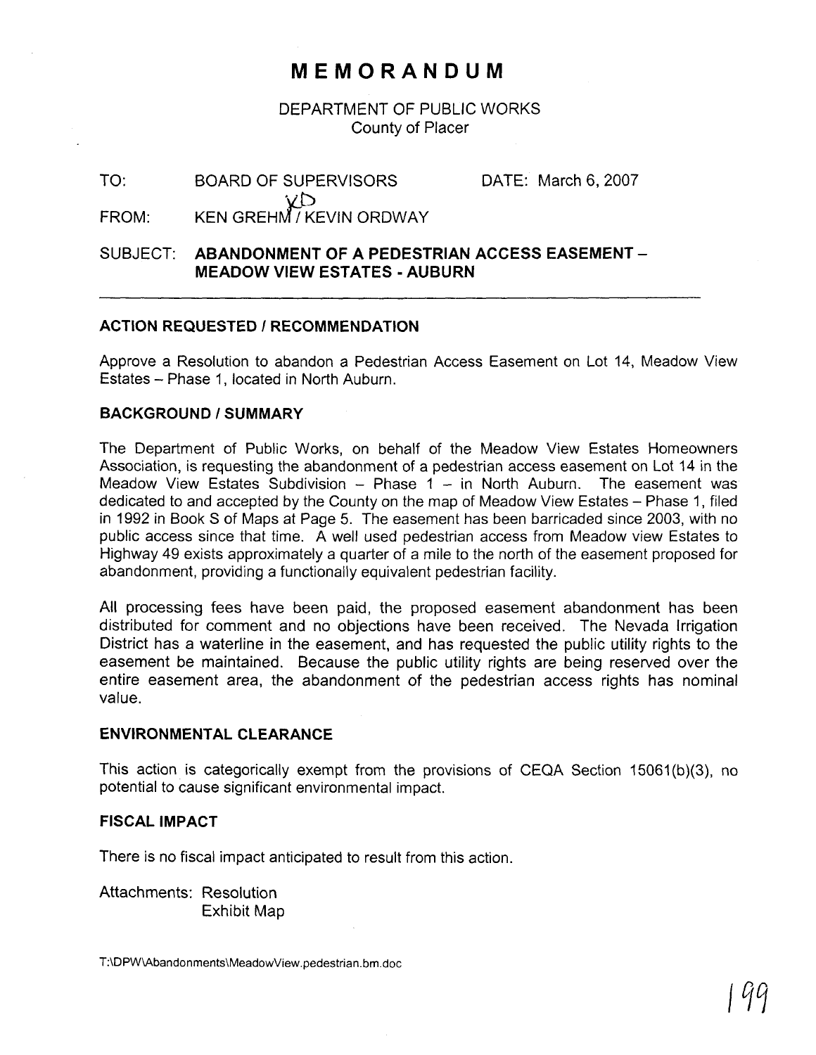# MEMORANDUM

DEPARTMENT OF PUBLIC WORKS
County of Placer

TO: BOARD OF SUPERVISORS DATE: March 6, 2007

FROM: KEN GREHM / KEVIN ORDWAY

SUBJECT: **ABANDONMENT OF A PEDESTRIAN ACCESS EASEMENT – MEADOW VIEW ESTATES - AUBURN**

---

### ACTION REQUESTED / RECOMMENDATION

Approve a Resolution to abandon a Pedestrian Access Easement on Lot 14, Meadow View Estates – Phase 1, located in North Auburn.

### BACKGROUND / SUMMARY

The Department of Public Works, on behalf of the Meadow View Estates Homeowners Association, is requesting the abandonment of a pedestrian access easement on Lot 14 in the Meadow View Estates Subdivision – Phase 1 – in North Auburn. The easement was dedicated to and accepted by the County on the map of Meadow View Estates – Phase 1, filed in 1992 in Book S of Maps at Page 5. The easement has been barricaded since 2003, with no public access since that time. A well used pedestrian access from Meadow view Estates to Highway 49 exists approximately a quarter of a mile to the north of the easement proposed for abandonment, providing a functionally equivalent pedestrian facility.

All processing fees have been paid, the proposed easement abandonment has been distributed for comment and no objections have been received. The Nevada Irrigation District has a waterline in the easement, and has requested the public utility rights to the easement be maintained. Because the public utility rights are being reserved over the entire easement area, the abandonment of the pedestrian access rights has nominal value.

### ENVIRONMENTAL CLEARANCE

This action is categorically exempt from the provisions of CEQA Section 15061(b)(3), no potential to cause significant environmental impact.

### FISCAL IMPACT

There is no fiscal impact anticipated to result from this action.

Attachments: Resolution
Exhibit Map

T:\DPW\Abandonments\MeadowView.pedestrian.bm.doc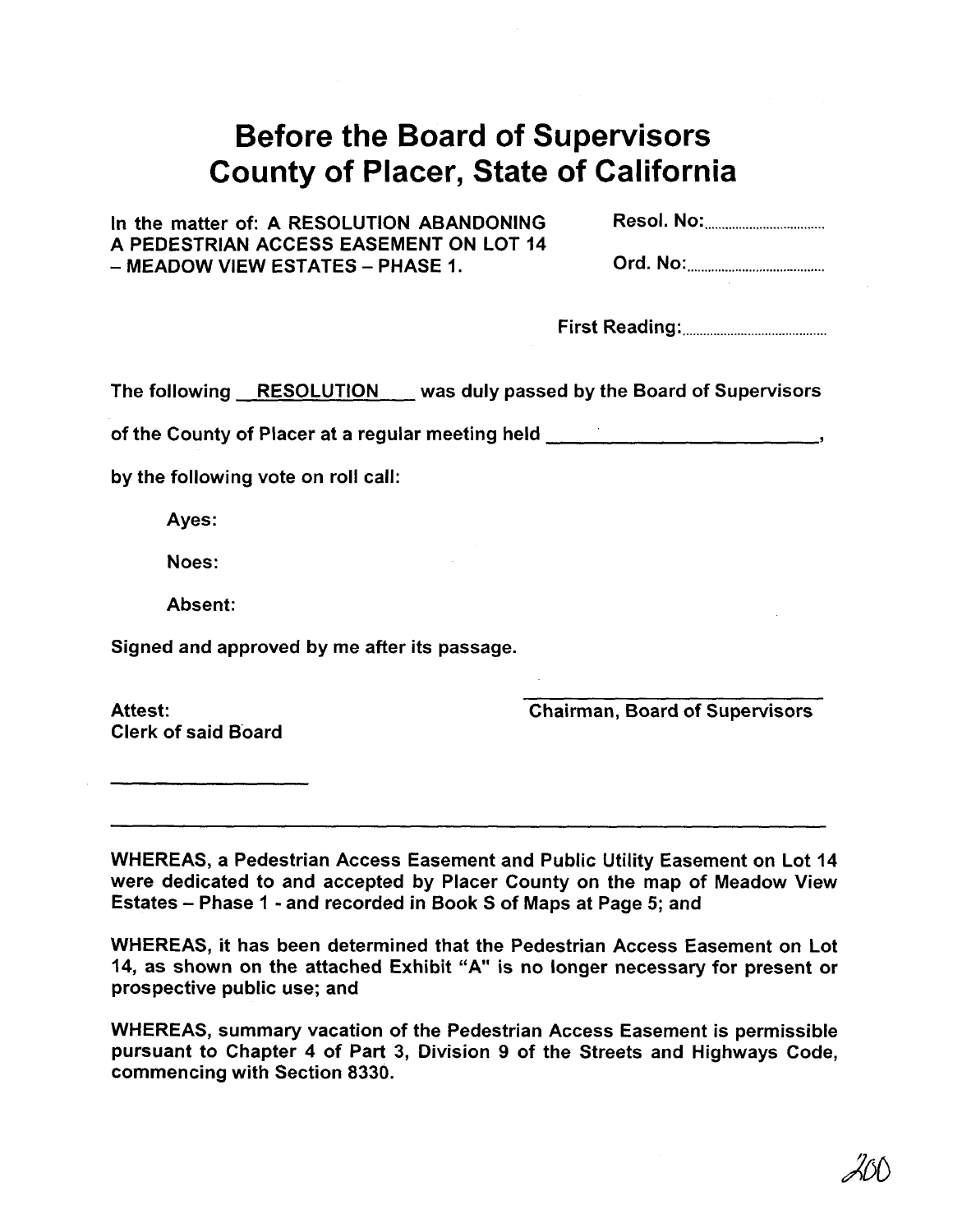# Before the Board of Supervisors County of Placer, State of California

In the matter of: A RESOLUTION ABANDONING A PEDESTRIAN ACCESS EASEMENT ON LOT 14 – MEADOW VIEW ESTATES – PHASE 1.

Resol. No:.................................

Ord. No:.....................................

First Reading:...................................

The following RESOLUTION was duly passed by the Board of Supervisors

of the County of Placer at a regular meeting held _______________________,

by the following vote on roll call:

Ayes:

Noes:

Absent:

Signed and approved by me after its passage.

Attest:
Clerk of said Board

_______________________
Chairman, Board of Supervisors

_______________________

---

WHEREAS, a Pedestrian Access Easement and Public Utility Easement on Lot 14 were dedicated to and accepted by Placer County on the map of Meadow View Estates – Phase 1 - and recorded in Book S of Maps at Page 5; and

WHEREAS, it has been determined that the Pedestrian Access Easement on Lot 14, as shown on the attached Exhibit "A" is no longer necessary for present or prospective public use; and

WHEREAS, summary vacation of the Pedestrian Access Easement is permissible pursuant to Chapter 4 of Part 3, Division 9 of the Streets and Highways Code, commencing with Section 8330.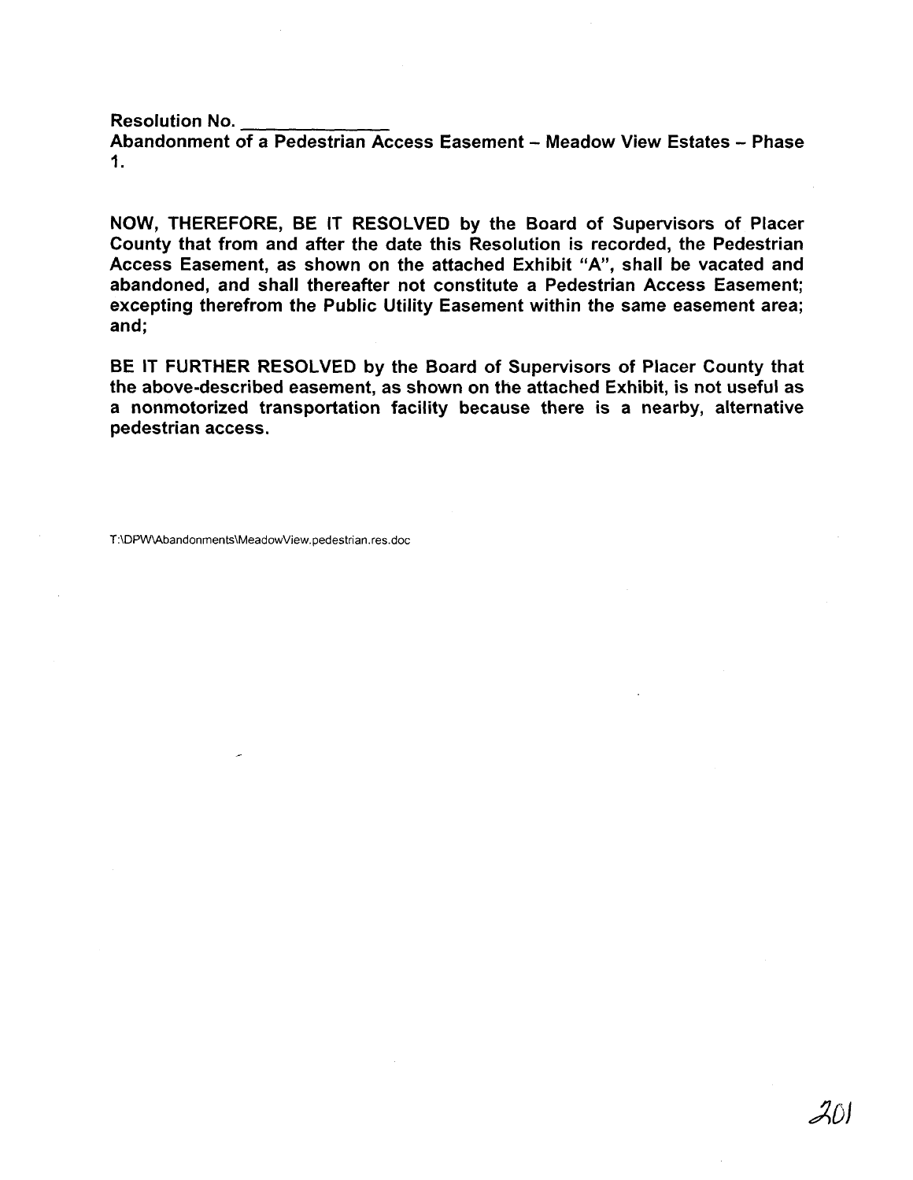**Resolution No. \_\_\_\_\_\_\_\_\_\_\_\_\_\_**
**Abandonment of a Pedestrian Access Easement – Meadow View Estates – Phase 1.**

**NOW, THEREFORE, BE IT RESOLVED by the Board of Supervisors of Placer County that from and after the date this Resolution is recorded, the Pedestrian Access Easement, as shown on the attached Exhibit "A", shall be vacated and abandoned, and shall thereafter not constitute a Pedestrian Access Easement; excepting therefrom the Public Utility Easement within the same easement area; and;**

**BE IT FURTHER RESOLVED by the Board of Supervisors of Placer County that the above-described easement, as shown on the attached Exhibit, is not useful as a nonmotorized transportation facility because there is a nearby, alternative pedestrian access.**

T:\DPW\Abandonments\MeadowView.pedestrian.res.doc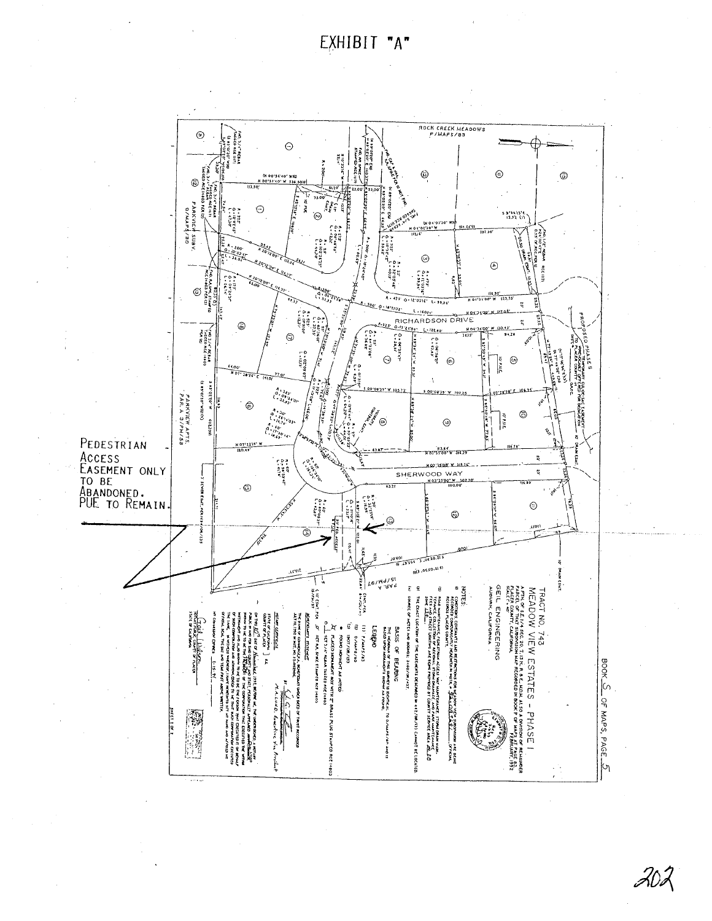# EXHIBIT "A"

PEDESTRIAN ACCESS EASEMENT ONLY TO BE ABANDONED. PUE TO REMAIN.

TRACT NO. 743
MEADOW VIEW ESTATES - PHASE I

GEIL ENGINEERING
AUBURN, CALIFORNIA

BOOK 5 OF MAPS, PAGE 5

ROCK CREEK MEADOWS

RICHARDSON DRIVE

SHERWOOD WAY

PARKVIEW SUBV.

PARKVIEW APTS.

NOTES:

BASIS OF BEARING

LEGEND

SHEET 1 OF 2